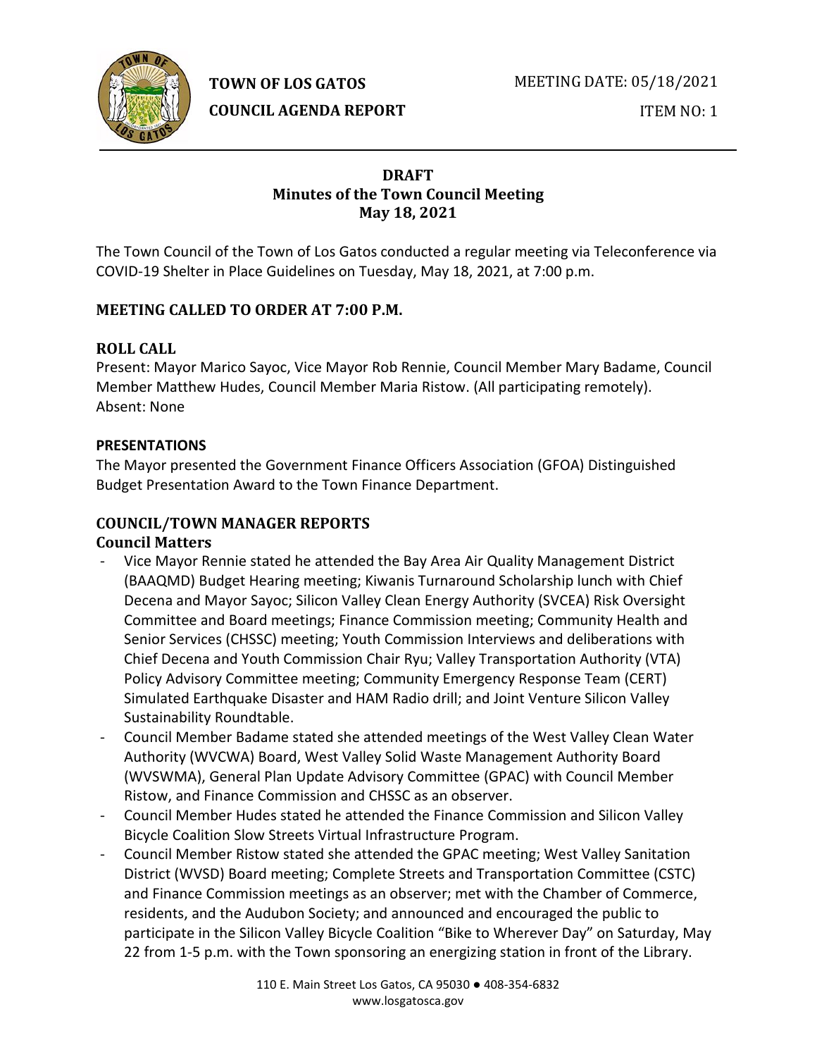**TOWN OF LOS GATOS**
**COUNCIL AGENDA REPORT**

MEETING DATE: 05/18/2021

ITEM NO: 1

# DRAFT
# Minutes of the Town Council Meeting
# May 18, 2021

The Town Council of the Town of Los Gatos conducted a regular meeting via Teleconference via COVID-19 Shelter in Place Guidelines on Tuesday, May 18, 2021, at 7:00 p.m.

## MEETING CALLED TO ORDER AT 7:00 P.M.

## ROLL CALL

Present: Mayor Marico Sayoc, Vice Mayor Rob Rennie, Council Member Mary Badame, Council Member Matthew Hudes, Council Member Maria Ristow. (All participating remotely).
Absent: None

## PRESENTATIONS

The Mayor presented the Government Finance Officers Association (GFOA) Distinguished Budget Presentation Award to the Town Finance Department.

## COUNCIL/TOWN MANAGER REPORTS

### Council Matters

- Vice Mayor Rennie stated he attended the Bay Area Air Quality Management District (BAAQMD) Budget Hearing meeting; Kiwanis Turnaround Scholarship lunch with Chief Decena and Mayor Sayoc; Silicon Valley Clean Energy Authority (SVCEA) Risk Oversight Committee and Board meetings; Finance Commission meeting; Community Health and Senior Services (CHSSC) meeting; Youth Commission Interviews and deliberations with Chief Decena and Youth Commission Chair Ryu; Valley Transportation Authority (VTA) Policy Advisory Committee meeting; Community Emergency Response Team (CERT) Simulated Earthquake Disaster and HAM Radio drill; and Joint Venture Silicon Valley Sustainability Roundtable.
- Council Member Badame stated she attended meetings of the West Valley Clean Water Authority (WVCWA) Board, West Valley Solid Waste Management Authority Board (WVSWMA), General Plan Update Advisory Committee (GPAC) with Council Member Ristow, and Finance Commission and CHSSC as an observer.
- Council Member Hudes stated he attended the Finance Commission and Silicon Valley Bicycle Coalition Slow Streets Virtual Infrastructure Program.
- Council Member Ristow stated she attended the GPAC meeting; West Valley Sanitation District (WVSD) Board meeting; Complete Streets and Transportation Committee (CSTC) and Finance Commission meetings as an observer; met with the Chamber of Commerce, residents, and the Audubon Society; and announced and encouraged the public to participate in the Silicon Valley Bicycle Coalition "Bike to Wherever Day" on Saturday, May 22 from 1-5 p.m. with the Town sponsoring an energizing station in front of the Library.

110 E. Main Street Los Gatos, CA 95030 ● 408-354-6832
www.losgatosca.gov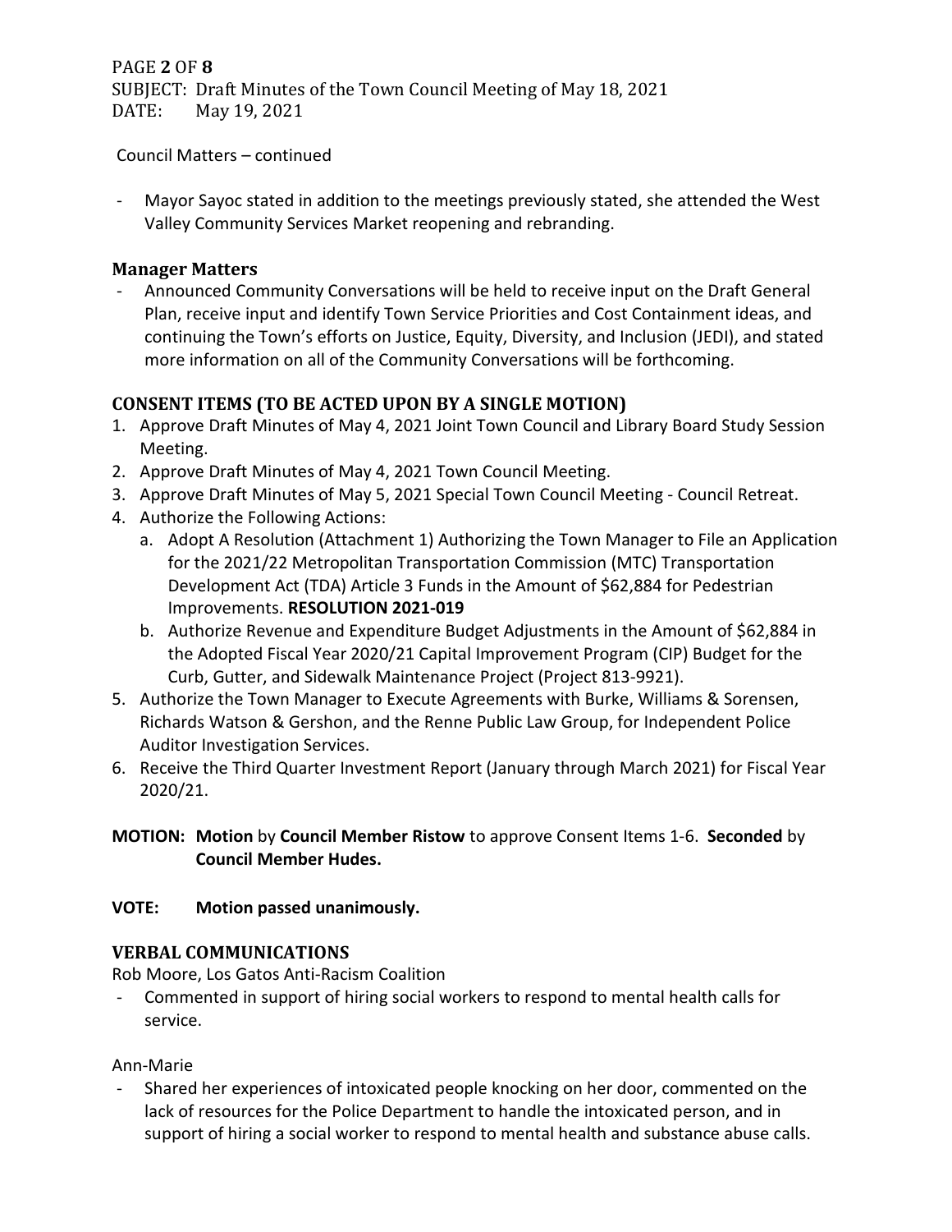Council Matters – continued

- Mayor Sayoc stated in addition to the meetings previously stated, she attended the West Valley Community Services Market reopening and rebranding.

### Manager Matters

- Announced Community Conversations will be held to receive input on the Draft General Plan, receive input and identify Town Service Priorities and Cost Containment ideas, and continuing the Town's efforts on Justice, Equity, Diversity, and Inclusion (JEDI), and stated more information on all of the Community Conversations will be forthcoming.

## CONSENT ITEMS (TO BE ACTED UPON BY A SINGLE MOTION)

1. Approve Draft Minutes of May 4, 2021 Joint Town Council and Library Board Study Session Meeting.
2. Approve Draft Minutes of May 4, 2021 Town Council Meeting.
3. Approve Draft Minutes of May 5, 2021 Special Town Council Meeting - Council Retreat.
4. Authorize the Following Actions:
   a. Adopt A Resolution (Attachment 1) Authorizing the Town Manager to File an Application for the 2021/22 Metropolitan Transportation Commission (MTC) Transportation Development Act (TDA) Article 3 Funds in the Amount of $62,884 for Pedestrian Improvements. **RESOLUTION 2021-019**
   b. Authorize Revenue and Expenditure Budget Adjustments in the Amount of $62,884 in the Adopted Fiscal Year 2020/21 Capital Improvement Program (CIP) Budget for the Curb, Gutter, and Sidewalk Maintenance Project (Project 813-9921).
5. Authorize the Town Manager to Execute Agreements with Burke, Williams & Sorensen, Richards Watson & Gershon, and the Renne Public Law Group, for Independent Police Auditor Investigation Services.
6. Receive the Third Quarter Investment Report (January through March 2021) for Fiscal Year 2020/21.

**MOTION: Motion** by **Council Member Ristow** to approve Consent Items 1-6. **Seconded** by **Council Member Hudes.**

**VOTE: Motion passed unanimously.**

## VERBAL COMMUNICATIONS

Rob Moore, Los Gatos Anti-Racism Coalition

- Commented in support of hiring social workers to respond to mental health calls for service.

Ann-Marie

- Shared her experiences of intoxicated people knocking on her door, commented on the lack of resources for the Police Department to handle the intoxicated person, and in support of hiring a social worker to respond to mental health and substance abuse calls.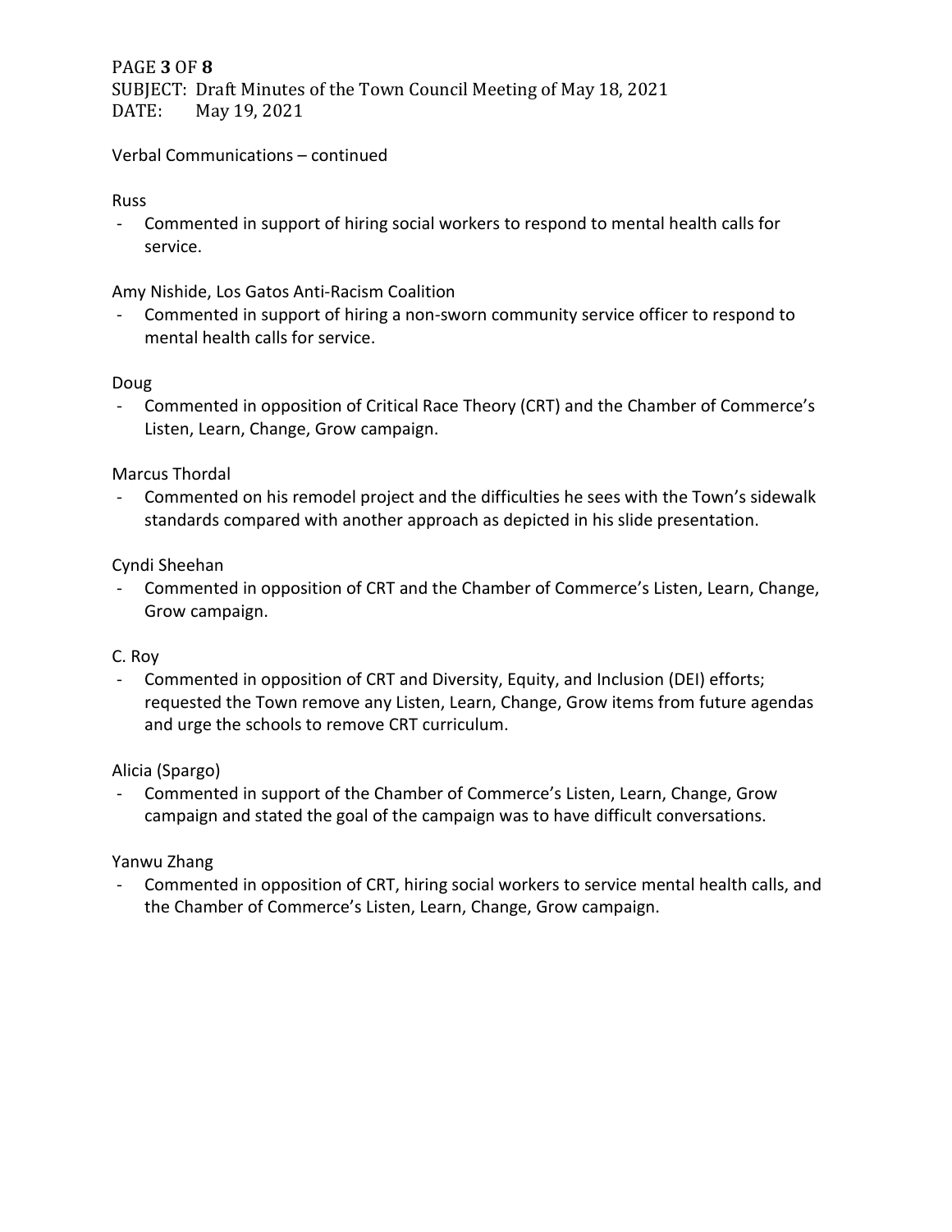Verbal Communications – continued

Russ

- Commented in support of hiring social workers to respond to mental health calls for service.

Amy Nishide, Los Gatos Anti-Racism Coalition

- Commented in support of hiring a non-sworn community service officer to respond to mental health calls for service.

Doug

- Commented in opposition of Critical Race Theory (CRT) and the Chamber of Commerce's Listen, Learn, Change, Grow campaign.

Marcus Thordal

- Commented on his remodel project and the difficulties he sees with the Town's sidewalk standards compared with another approach as depicted in his slide presentation.

Cyndi Sheehan

- Commented in opposition of CRT and the Chamber of Commerce's Listen, Learn, Change, Grow campaign.

C. Roy

- Commented in opposition of CRT and Diversity, Equity, and Inclusion (DEI) efforts; requested the Town remove any Listen, Learn, Change, Grow items from future agendas and urge the schools to remove CRT curriculum.

Alicia (Spargo)

- Commented in support of the Chamber of Commerce's Listen, Learn, Change, Grow campaign and stated the goal of the campaign was to have difficult conversations.

Yanwu Zhang

- Commented in opposition of CRT, hiring social workers to service mental health calls, and the Chamber of Commerce's Listen, Learn, Change, Grow campaign.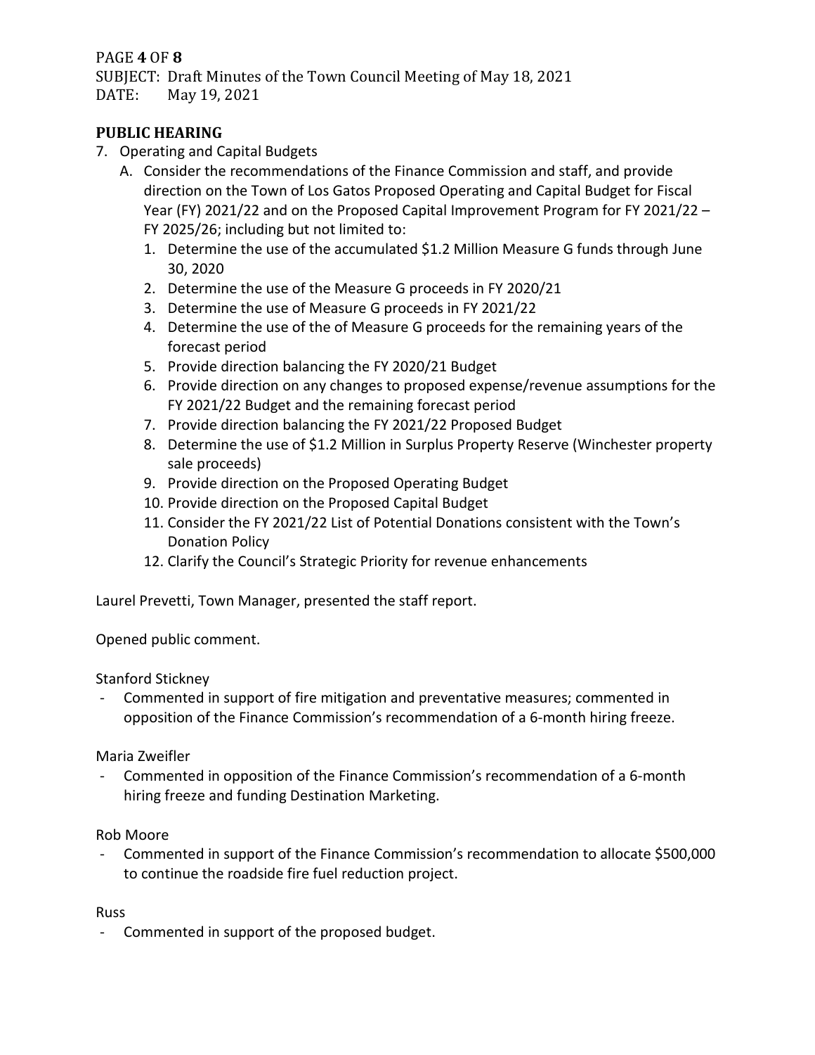## PUBLIC HEARING

7. Operating and Capital Budgets
   A. Consider the recommendations of the Finance Commission and staff, and provide direction on the Town of Los Gatos Proposed Operating and Capital Budget for Fiscal Year (FY) 2021/22 and on the Proposed Capital Improvement Program for FY 2021/22 – FY 2025/26; including but not limited to:
      1. Determine the use of the accumulated $1.2 Million Measure G funds through June 30, 2020
      2. Determine the use of the Measure G proceeds in FY 2020/21
      3. Determine the use of Measure G proceeds in FY 2021/22
      4. Determine the use of the of Measure G proceeds for the remaining years of the forecast period
      5. Provide direction balancing the FY 2020/21 Budget
      6. Provide direction on any changes to proposed expense/revenue assumptions for the FY 2021/22 Budget and the remaining forecast period
      7. Provide direction balancing the FY 2021/22 Proposed Budget
      8. Determine the use of $1.2 Million in Surplus Property Reserve (Winchester property sale proceeds)
      9. Provide direction on the Proposed Operating Budget
      10. Provide direction on the Proposed Capital Budget
      11. Consider the FY 2021/22 List of Potential Donations consistent with the Town's Donation Policy
      12. Clarify the Council's Strategic Priority for revenue enhancements

Laurel Prevetti, Town Manager, presented the staff report.

Opened public comment.

Stanford Stickney

- Commented in support of fire mitigation and preventative measures; commented in opposition of the Finance Commission's recommendation of a 6-month hiring freeze.

Maria Zweifler

- Commented in opposition of the Finance Commission's recommendation of a 6-month hiring freeze and funding Destination Marketing.

Rob Moore

- Commented in support of the Finance Commission's recommendation to allocate $500,000 to continue the roadside fire fuel reduction project.

Russ

- Commented in support of the proposed budget.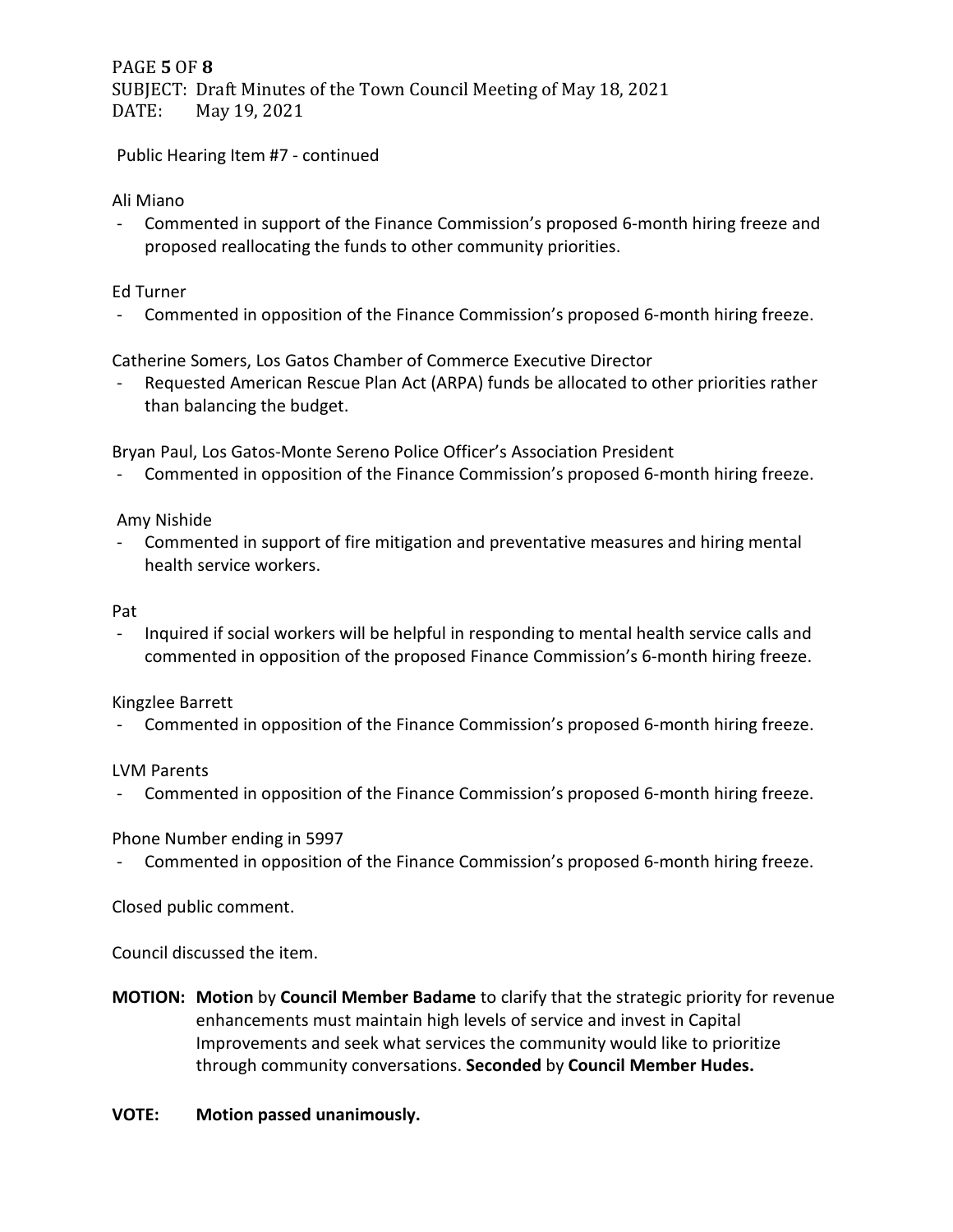Public Hearing Item #7 - continued

Ali Miano

- Commented in support of the Finance Commission's proposed 6-month hiring freeze and proposed reallocating the funds to other community priorities.

Ed Turner

- Commented in opposition of the Finance Commission's proposed 6-month hiring freeze.

Catherine Somers, Los Gatos Chamber of Commerce Executive Director

- Requested American Rescue Plan Act (ARPA) funds be allocated to other priorities rather than balancing the budget.

Bryan Paul, Los Gatos-Monte Sereno Police Officer's Association President

- Commented in opposition of the Finance Commission's proposed 6-month hiring freeze.

Amy Nishide

- Commented in support of fire mitigation and preventative measures and hiring mental health service workers.

Pat

- Inquired if social workers will be helpful in responding to mental health service calls and commented in opposition of the proposed Finance Commission's 6-month hiring freeze.

Kingzlee Barrett

- Commented in opposition of the Finance Commission's proposed 6-month hiring freeze.

LVM Parents

- Commented in opposition of the Finance Commission's proposed 6-month hiring freeze.

Phone Number ending in 5997

- Commented in opposition of the Finance Commission's proposed 6-month hiring freeze.

Closed public comment.

Council discussed the item.

**MOTION:** **Motion** by **Council Member Badame** to clarify that the strategic priority for revenue enhancements must maintain high levels of service and invest in Capital Improvements and seek what services the community would like to prioritize through community conversations. **Seconded** by **Council Member Hudes.**

**VOTE: Motion passed unanimously.**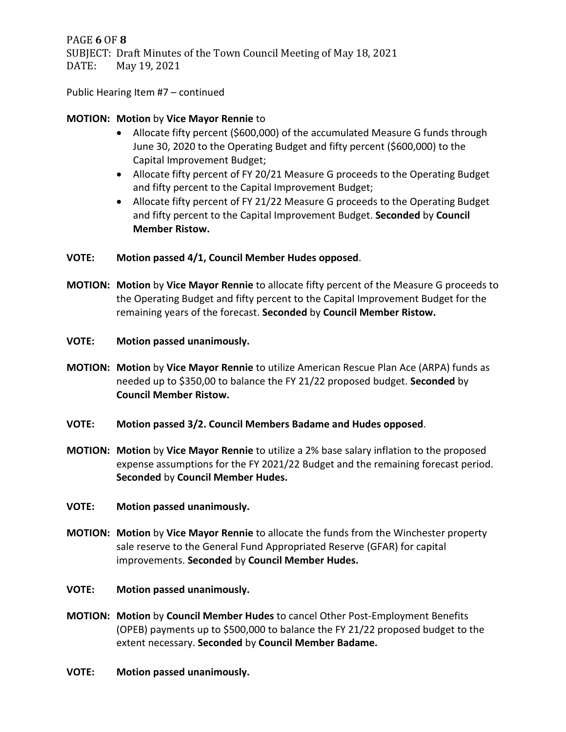Public Hearing Item #7 – continued

**MOTION:** **Motion** by **Vice Mayor Rennie** to

- Allocate fifty percent ($600,000) of the accumulated Measure G funds through June 30, 2020 to the Operating Budget and fifty percent ($600,000) to the Capital Improvement Budget;
- Allocate fifty percent of FY 20/21 Measure G proceeds to the Operating Budget and fifty percent to the Capital Improvement Budget;
- Allocate fifty percent of FY 21/22 Measure G proceeds to the Operating Budget and fifty percent to the Capital Improvement Budget. **Seconded** by **Council Member Ristow.**

**VOTE: Motion passed 4/1, Council Member Hudes opposed**.

**MOTION:** **Motion** by **Vice Mayor Rennie** to allocate fifty percent of the Measure G proceeds to the Operating Budget and fifty percent to the Capital Improvement Budget for the remaining years of the forecast. **Seconded** by **Council Member Ristow.**

**VOTE: Motion passed unanimously.**

**MOTION:** **Motion** by **Vice Mayor Rennie** to utilize American Rescue Plan Ace (ARPA) funds as needed up to $350,00 to balance the FY 21/22 proposed budget. **Seconded** by **Council Member Ristow.**

**VOTE: Motion passed 3/2. Council Members Badame and Hudes opposed**.

**MOTION:** **Motion** by **Vice Mayor Rennie** to utilize a 2% base salary inflation to the proposed expense assumptions for the FY 2021/22 Budget and the remaining forecast period. **Seconded** by **Council Member Hudes.**

**VOTE: Motion passed unanimously.**

**MOTION:** **Motion** by **Vice Mayor Rennie** to allocate the funds from the Winchester property sale reserve to the General Fund Appropriated Reserve (GFAR) for capital improvements. **Seconded** by **Council Member Hudes.**

**VOTE: Motion passed unanimously.**

**MOTION:** **Motion** by **Council Member Hudes** to cancel Other Post-Employment Benefits (OPEB) payments up to $500,000 to balance the FY 21/22 proposed budget to the extent necessary. **Seconded** by **Council Member Badame.**

**VOTE: Motion passed unanimously.**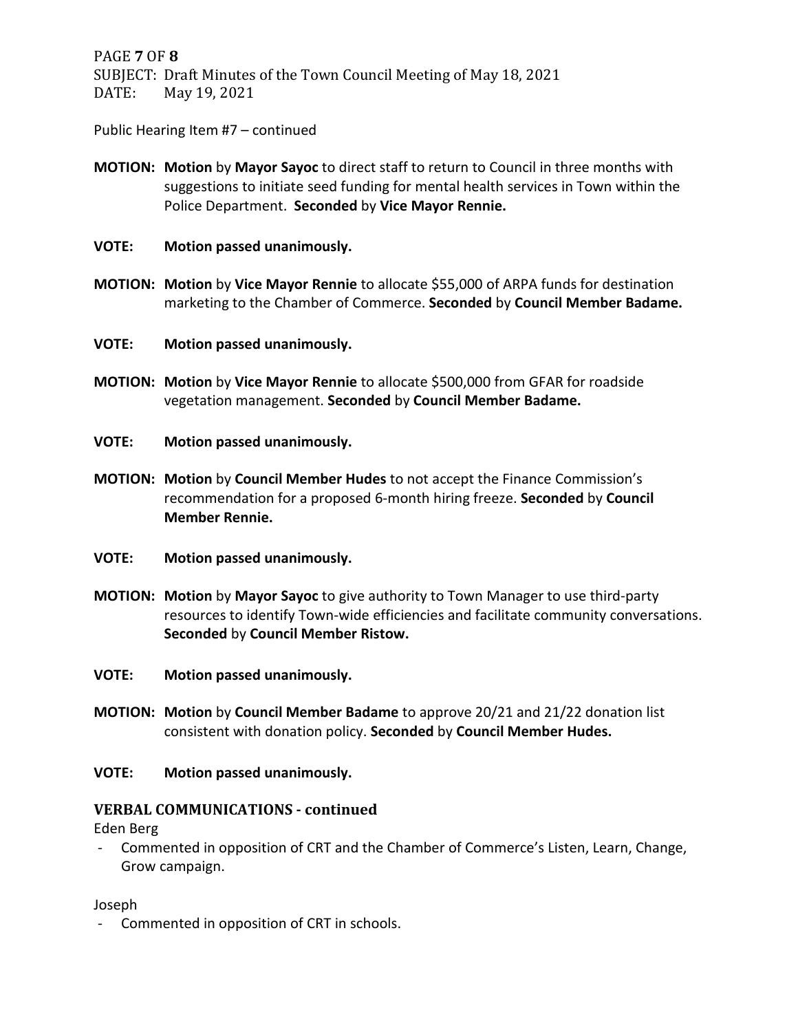Public Hearing Item #7 – continued

**MOTION:** **Motion** by **Mayor Sayoc** to direct staff to return to Council in three months with suggestions to initiate seed funding for mental health services in Town within the Police Department. **Seconded** by **Vice Mayor Rennie.**

**VOTE:** **Motion passed unanimously.**

**MOTION:** **Motion** by **Vice Mayor Rennie** to allocate $55,000 of ARPA funds for destination marketing to the Chamber of Commerce. **Seconded** by **Council Member Badame.**

**VOTE:** **Motion passed unanimously.**

**MOTION:** **Motion** by **Vice Mayor Rennie** to allocate $500,000 from GFAR for roadside vegetation management. **Seconded** by **Council Member Badame.**

**VOTE:** **Motion passed unanimously.**

**MOTION:** **Motion** by **Council Member Hudes** to not accept the Finance Commission's recommendation for a proposed 6-month hiring freeze. **Seconded** by **Council Member Rennie.**

**VOTE:** **Motion passed unanimously.**

**MOTION:** **Motion** by **Mayor Sayoc** to give authority to Town Manager to use third-party resources to identify Town-wide efficiencies and facilitate community conversations. **Seconded** by **Council Member Ristow.**

**VOTE:** **Motion passed unanimously.**

**MOTION:** **Motion** by **Council Member Badame** to approve 20/21 and 21/22 donation list consistent with donation policy. **Seconded** by **Council Member Hudes.**

**VOTE:** **Motion passed unanimously.**

### VERBAL COMMUNICATIONS - continued

Eden Berg

- Commented in opposition of CRT and the Chamber of Commerce's Listen, Learn, Change, Grow campaign.

Joseph

- Commented in opposition of CRT in schools.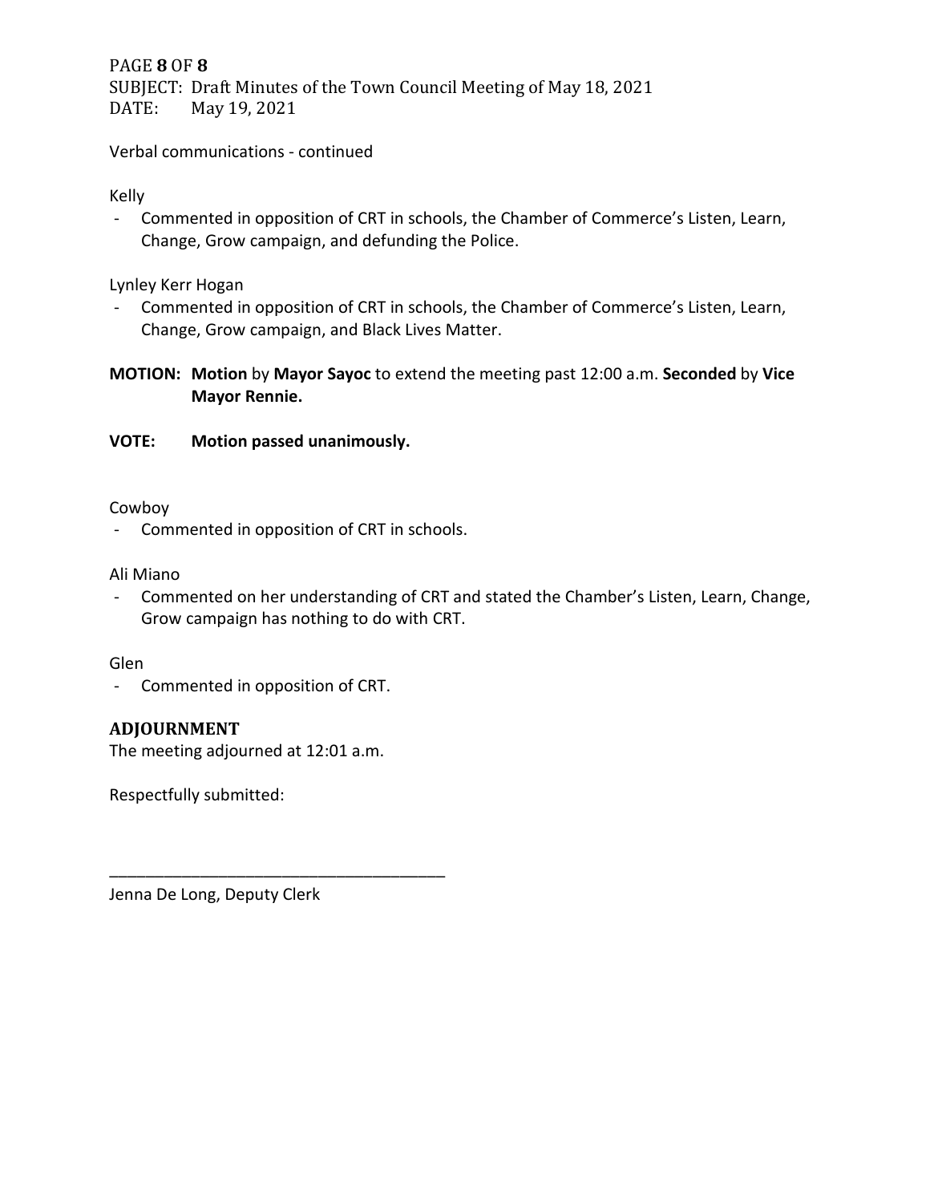Verbal communications - continued

Kelly

- Commented in opposition of CRT in schools, the Chamber of Commerce's Listen, Learn, Change, Grow campaign, and defunding the Police.

Lynley Kerr Hogan

- Commented in opposition of CRT in schools, the Chamber of Commerce's Listen, Learn, Change, Grow campaign, and Black Lives Matter.

**MOTION: Motion** by **Mayor Sayoc** to extend the meeting past 12:00 a.m. **Seconded** by **Vice Mayor Rennie.**

**VOTE: Motion passed unanimously.**

Cowboy

- Commented in opposition of CRT in schools.

Ali Miano

- Commented on her understanding of CRT and stated the Chamber's Listen, Learn, Change, Grow campaign has nothing to do with CRT.

Glen

- Commented in opposition of CRT.

## ADJOURNMENT

The meeting adjourned at 12:01 a.m.

Respectfully submitted:

_____________________________________

Jenna De Long, Deputy Clerk